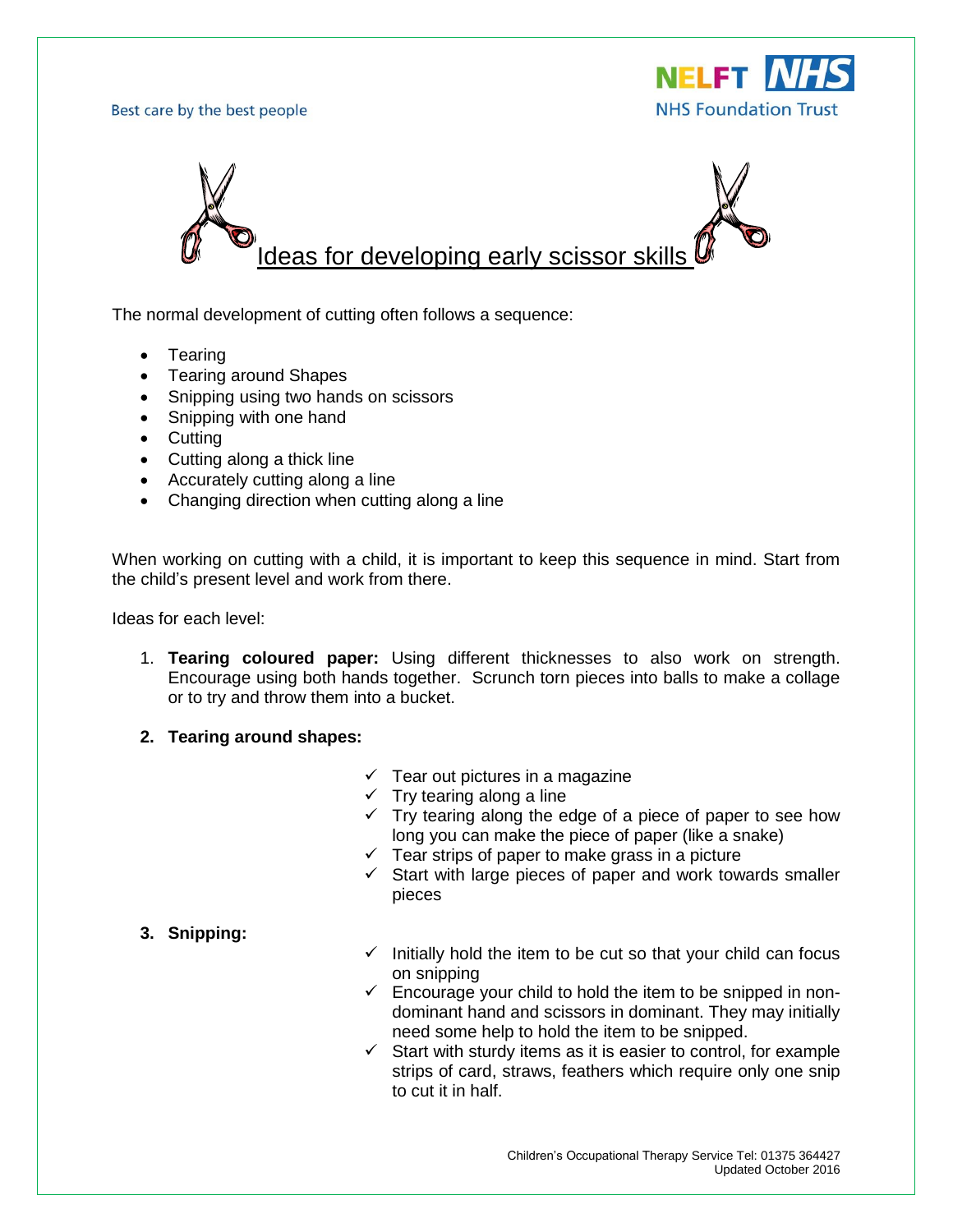Best care by the best people

NELFT NHS Foundation Trust

# Ideas for developing early scissor skills

The normal development of cutting often follows a sequence:

- Tearing
- Tearing around Shapes
- Snipping using two hands on scissors
- Snipping with one hand
- Cutting
- Cutting along a thick line
- Accurately cutting along a line
- Changing direction when cutting along a line

When working on cutting with a child, it is important to keep this sequence in mind. Start from the child's present level and work from there.

Ideas for each level:

1. **Tearing coloured paper:** Using different thicknesses to also work on strength. Encourage using both hands together. Scrunch torn pieces into balls to make a collage or to try and throw them into a bucket.

2. **Tearing around shapes:**
   - ✓ Tear out pictures in a magazine
   - ✓ Try tearing along a line
   - ✓ Try tearing along the edge of a piece of paper to see how long you can make the piece of paper (like a snake)
   - ✓ Tear strips of paper to make grass in a picture
   - ✓ Start with large pieces of paper and work towards smaller pieces

3. **Snipping:**
   - ✓ Initially hold the item to be cut so that your child can focus on snipping
   - ✓ Encourage your child to hold the item to be snipped in non-dominant hand and scissors in dominant. They may initially need some help to hold the item to be snipped.
   - ✓ Start with sturdy items as it is easier to control, for example strips of card, straws, feathers which require only one snip to cut it in half.

Children's Occupational Therapy Service Tel: 01375 364427
Updated October 2016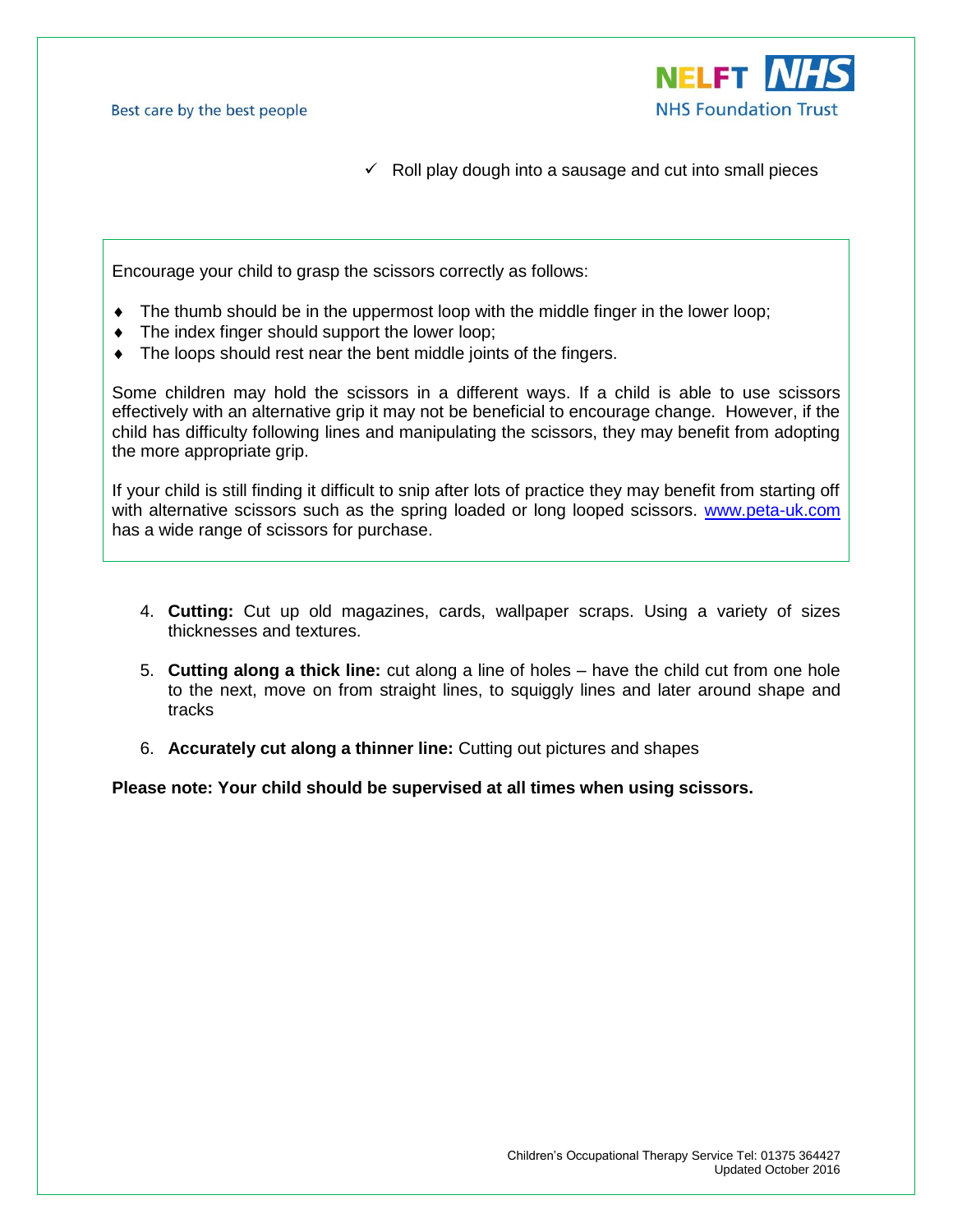- ✓ Roll play dough into a sausage and cut into small pieces

Encourage your child to grasp the scissors correctly as follows:

- The thumb should be in the uppermost loop with the middle finger in the lower loop;
- The index finger should support the lower loop;
- The loops should rest near the bent middle joints of the fingers.

Some children may hold the scissors in a different ways. If a child is able to use scissors effectively with an alternative grip it may not be beneficial to encourage change. However, if the child has difficulty following lines and manipulating the scissors, they may benefit from adopting the more appropriate grip.

If your child is still finding it difficult to snip after lots of practice they may benefit from starting off with alternative scissors such as the spring loaded or long looped scissors. [www.peta-uk.com](http://www.peta-uk.com) has a wide range of scissors for purchase.

4. **Cutting:** Cut up old magazines, cards, wallpaper scraps. Using a variety of sizes thicknesses and textures.

5. **Cutting along a thick line:** cut along a line of holes – have the child cut from one hole to the next, move on from straight lines, to squiggly lines and later around shape and tracks

6. **Accurately cut along a thinner line:** Cutting out pictures and shapes

**Please note: Your child should be supervised at all times when using scissors.**

Children's Occupational Therapy Service Tel: 01375 364427
Updated October 2016